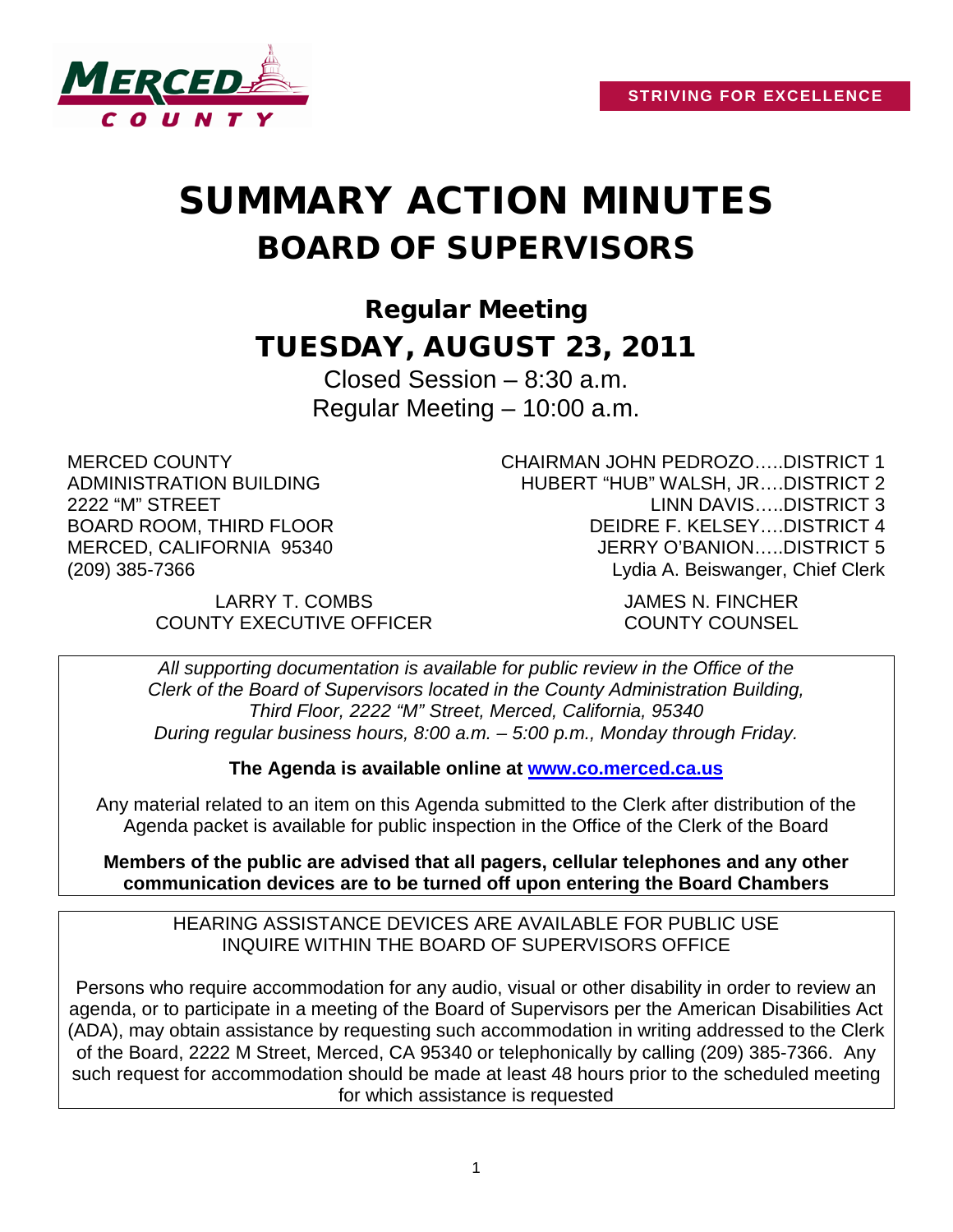**STRIVING FOR EXCELLENCE**

# SUMMARY ACTION MINUTES
## BOARD OF SUPERVISORS

### Regular Meeting
### TUESDAY, AUGUST 23, 2011

Closed Session – 8:30 a.m.
Regular Meeting – 10:00 a.m.

MERCED COUNTY
ADMINISTRATION BUILDING
2222 "M" STREET
BOARD ROOM, THIRD FLOOR
MERCED, CALIFORNIA 95340
(209) 385-7366

CHAIRMAN JOHN PEDROZO…..DISTRICT 1
HUBERT "HUB" WALSH, JR….DISTRICT 2
LINN DAVIS…..DISTRICT 3
DEIDRE F. KELSEY….DISTRICT 4
JERRY O'BANION…..DISTRICT 5
Lydia A. Beiswanger, Chief Clerk

LARRY T. COMBS
COUNTY EXECUTIVE OFFICER

JAMES N. FINCHER
COUNTY COUNSEL

*All supporting documentation is available for public review in the Office of the Clerk of the Board of Supervisors located in the County Administration Building, Third Floor, 2222 "M" Street, Merced, California, 95340 During regular business hours, 8:00 a.m. – 5:00 p.m., Monday through Friday.*

**The Agenda is available online at [www.co.merced.ca.us](http://www.co.merced.ca.us)**

Any material related to an item on this Agenda submitted to the Clerk after distribution of the Agenda packet is available for public inspection in the Office of the Clerk of the Board

**Members of the public are advised that all pagers, cellular telephones and any other communication devices are to be turned off upon entering the Board Chambers**

HEARING ASSISTANCE DEVICES ARE AVAILABLE FOR PUBLIC USE
INQUIRE WITHIN THE BOARD OF SUPERVISORS OFFICE

Persons who require accommodation for any audio, visual or other disability in order to review an agenda, or to participate in a meeting of the Board of Supervisors per the American Disabilities Act (ADA), may obtain assistance by requesting such accommodation in writing addressed to the Clerk of the Board, 2222 M Street, Merced, CA 95340 or telephonically by calling (209) 385-7366. Any such request for accommodation should be made at least 48 hours prior to the scheduled meeting for which assistance is requested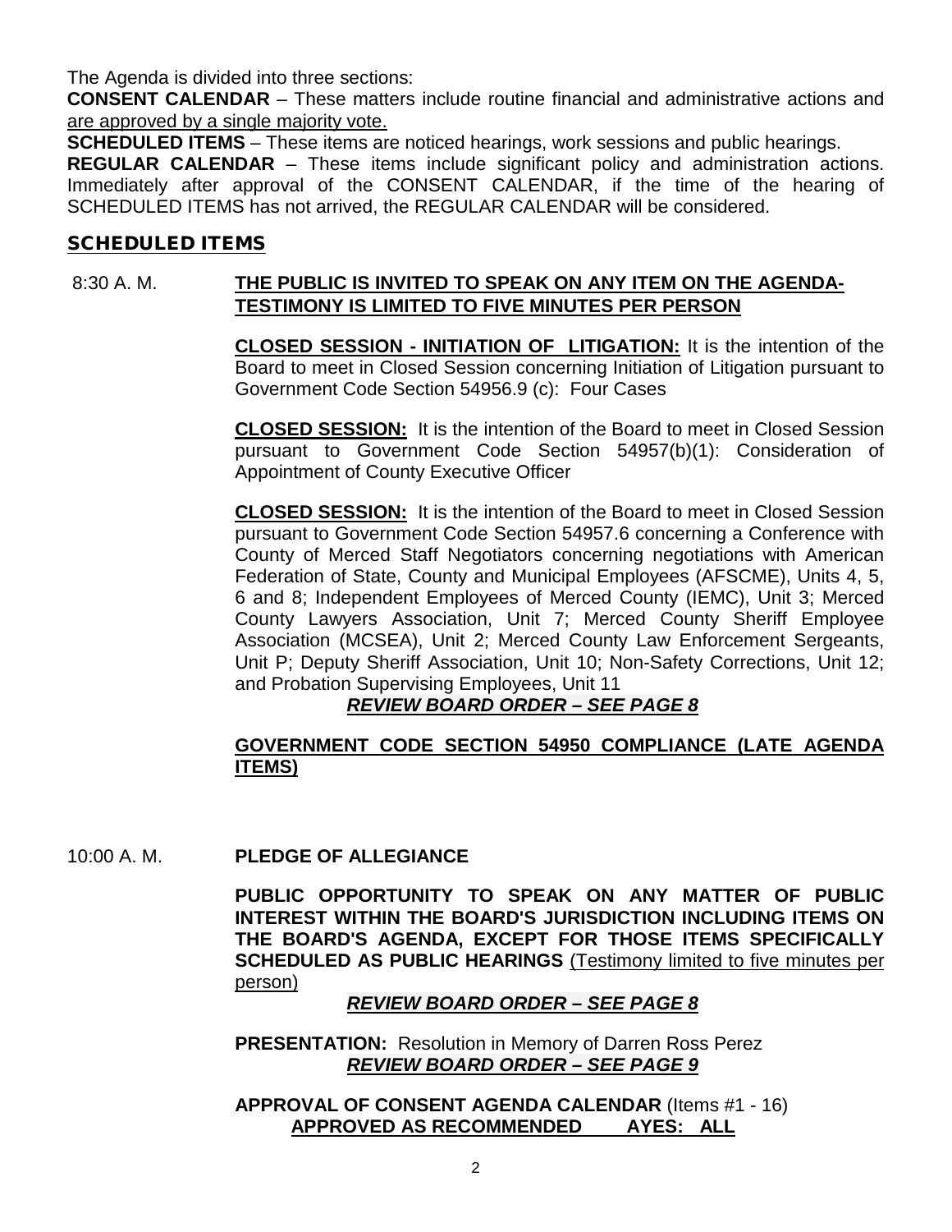The Agenda is divided into three sections:

**CONSENT CALENDAR** – These matters include routine financial and administrative actions and <u>are approved by a single majority vote.</u>

**SCHEDULED ITEMS** – These items are noticed hearings, work sessions and public hearings.

**REGULAR CALENDAR** – These items include significant policy and administration actions. Immediately after approval of the CONSENT CALENDAR, if the time of the hearing of SCHEDULED ITEMS has not arrived, the REGULAR CALENDAR will be considered.

## SCHEDULED ITEMS

8:30 A. M. **<u>THE PUBLIC IS INVITED TO SPEAK ON ANY ITEM ON THE AGENDA-TESTIMONY IS LIMITED TO FIVE MINUTES PER PERSON</u>**

**<u>CLOSED SESSION - INITIATION OF LITIGATION:</u>** It is the intention of the Board to meet in Closed Session concerning Initiation of Litigation pursuant to Government Code Section 54956.9 (c): Four Cases

**<u>CLOSED SESSION:</u>** It is the intention of the Board to meet in Closed Session pursuant to Government Code Section 54957(b)(1): Consideration of Appointment of County Executive Officer

**<u>CLOSED SESSION:</u>** It is the intention of the Board to meet in Closed Session pursuant to Government Code Section 54957.6 concerning a Conference with County of Merced Staff Negotiators concerning negotiations with American Federation of State, County and Municipal Employees (AFSCME), Units 4, 5, 6 and 8; Independent Employees of Merced County (IEMC), Unit 3; Merced County Lawyers Association, Unit 7; Merced County Sheriff Employee Association (MCSEA), Unit 2; Merced County Law Enforcement Sergeants, Unit P; Deputy Sheriff Association, Unit 10; Non-Safety Corrections, Unit 12; and Probation Supervising Employees, Unit 11

***<u>REVIEW BOARD ORDER – SEE PAGE 8</u>***

**<u>GOVERNMENT CODE SECTION 54950 COMPLIANCE (LATE AGENDA ITEMS)</u>**

10:00 A. M. **PLEDGE OF ALLEGIANCE**

**PUBLIC OPPORTUNITY TO SPEAK ON ANY MATTER OF PUBLIC INTEREST WITHIN THE BOARD'S JURISDICTION INCLUDING ITEMS ON THE BOARD'S AGENDA, EXCEPT FOR THOSE ITEMS SPECIFICALLY SCHEDULED AS PUBLIC HEARINGS** <u>(Testimony limited to five minutes per person)</u>

***<u>REVIEW BOARD ORDER – SEE PAGE 8</u>***

**PRESENTATION:** Resolution in Memory of Darren Ross Perez

***<u>REVIEW BOARD ORDER – SEE PAGE 9</u>***

**APPROVAL OF CONSENT AGENDA CALENDAR** (Items #1 - 16)

**<u>APPROVED AS RECOMMENDED AYES: ALL</u>**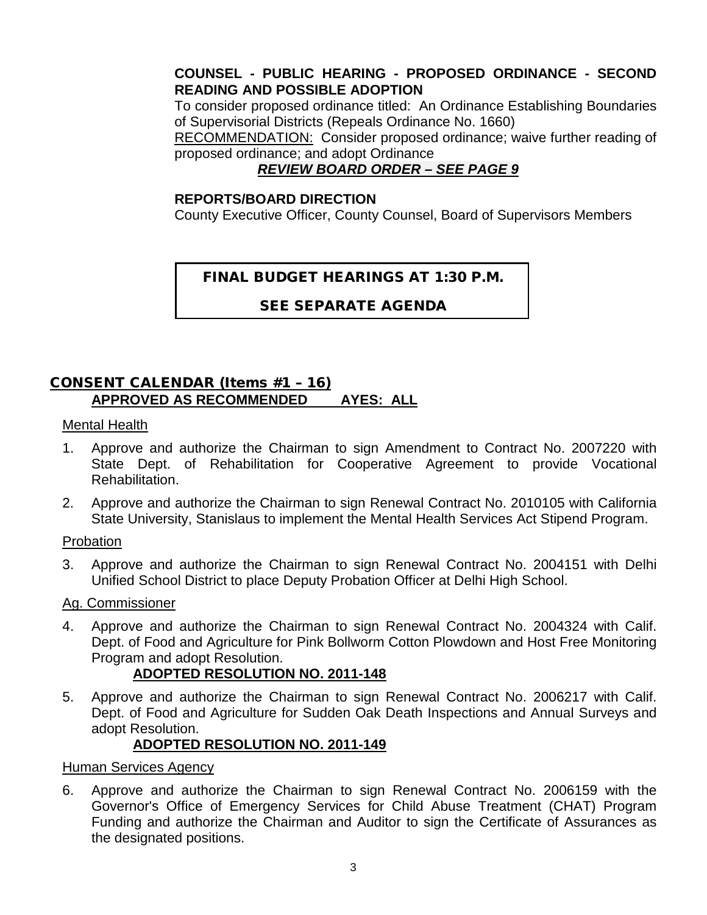**COUNSEL - PUBLIC HEARING - PROPOSED ORDINANCE - SECOND READING AND POSSIBLE ADOPTION**

To consider proposed ordinance titled: An Ordinance Establishing Boundaries of Supervisorial Districts (Repeals Ordinance No. 1660)

RECOMMENDATION: Consider proposed ordinance; waive further reading of proposed ordinance; and adopt Ordinance

***REVIEW BOARD ORDER – SEE PAGE 9***

**REPORTS/BOARD DIRECTION**

County Executive Officer, County Counsel, Board of Supervisors Members

**FINAL BUDGET HEARINGS AT 1:30 P.M.**

**SEE SEPARATE AGENDA**

## CONSENT CALENDAR (Items #1 – 16)

**APPROVED AS RECOMMENDED AYES: ALL**

Mental Health

1. Approve and authorize the Chairman to sign Amendment to Contract No. 2007220 with State Dept. of Rehabilitation for Cooperative Agreement to provide Vocational Rehabilitation.
2. Approve and authorize the Chairman to sign Renewal Contract No. 2010105 with California State University, Stanislaus to implement the Mental Health Services Act Stipend Program.

Probation

3. Approve and authorize the Chairman to sign Renewal Contract No. 2004151 with Delhi Unified School District to place Deputy Probation Officer at Delhi High School.

Ag. Commissioner

4. Approve and authorize the Chairman to sign Renewal Contract No. 2004324 with Calif. Dept. of Food and Agriculture for Pink Bollworm Cotton Plowdown and Host Free Monitoring Program and adopt Resolution.

   **ADOPTED RESOLUTION NO. 2011-148**

5. Approve and authorize the Chairman to sign Renewal Contract No. 2006217 with Calif. Dept. of Food and Agriculture for Sudden Oak Death Inspections and Annual Surveys and adopt Resolution.

   **ADOPTED RESOLUTION NO. 2011-149**

Human Services Agency

6. Approve and authorize the Chairman to sign Renewal Contract No. 2006159 with the Governor's Office of Emergency Services for Child Abuse Treatment (CHAT) Program Funding and authorize the Chairman and Auditor to sign the Certificate of Assurances as the designated positions.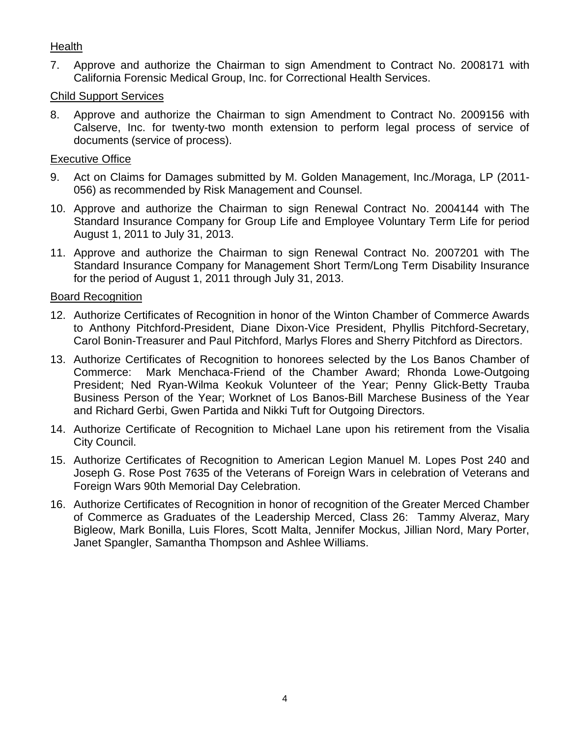Health

7. Approve and authorize the Chairman to sign Amendment to Contract No. 2008171 with California Forensic Medical Group, Inc. for Correctional Health Services.

Child Support Services

8. Approve and authorize the Chairman to sign Amendment to Contract No. 2009156 with Calserve, Inc. for twenty-two month extension to perform legal process of service of documents (service of process).

Executive Office

9. Act on Claims for Damages submitted by M. Golden Management, Inc./Moraga, LP (2011-056) as recommended by Risk Management and Counsel.

10. Approve and authorize the Chairman to sign Renewal Contract No. 2004144 with The Standard Insurance Company for Group Life and Employee Voluntary Term Life for period August 1, 2011 to July 31, 2013.

11. Approve and authorize the Chairman to sign Renewal Contract No. 2007201 with The Standard Insurance Company for Management Short Term/Long Term Disability Insurance for the period of August 1, 2011 through July 31, 2013.

Board Recognition

12. Authorize Certificates of Recognition in honor of the Winton Chamber of Commerce Awards to Anthony Pitchford-President, Diane Dixon-Vice President, Phyllis Pitchford-Secretary, Carol Bonin-Treasurer and Paul Pitchford, Marlys Flores and Sherry Pitchford as Directors.

13. Authorize Certificates of Recognition to honorees selected by the Los Banos Chamber of Commerce: Mark Menchaca-Friend of the Chamber Award; Rhonda Lowe-Outgoing President; Ned Ryan-Wilma Keokuk Volunteer of the Year; Penny Glick-Betty Trauba Business Person of the Year; Worknet of Los Banos-Bill Marchese Business of the Year and Richard Gerbi, Gwen Partida and Nikki Tuft for Outgoing Directors.

14. Authorize Certificate of Recognition to Michael Lane upon his retirement from the Visalia City Council.

15. Authorize Certificates of Recognition to American Legion Manuel M. Lopes Post 240 and Joseph G. Rose Post 7635 of the Veterans of Foreign Wars in celebration of Veterans and Foreign Wars 90th Memorial Day Celebration.

16. Authorize Certificates of Recognition in honor of recognition of the Greater Merced Chamber of Commerce as Graduates of the Leadership Merced, Class 26: Tammy Alveraz, Mary Bigleow, Mark Bonilla, Luis Flores, Scott Malta, Jennifer Mockus, Jillian Nord, Mary Porter, Janet Spangler, Samantha Thompson and Ashlee Williams.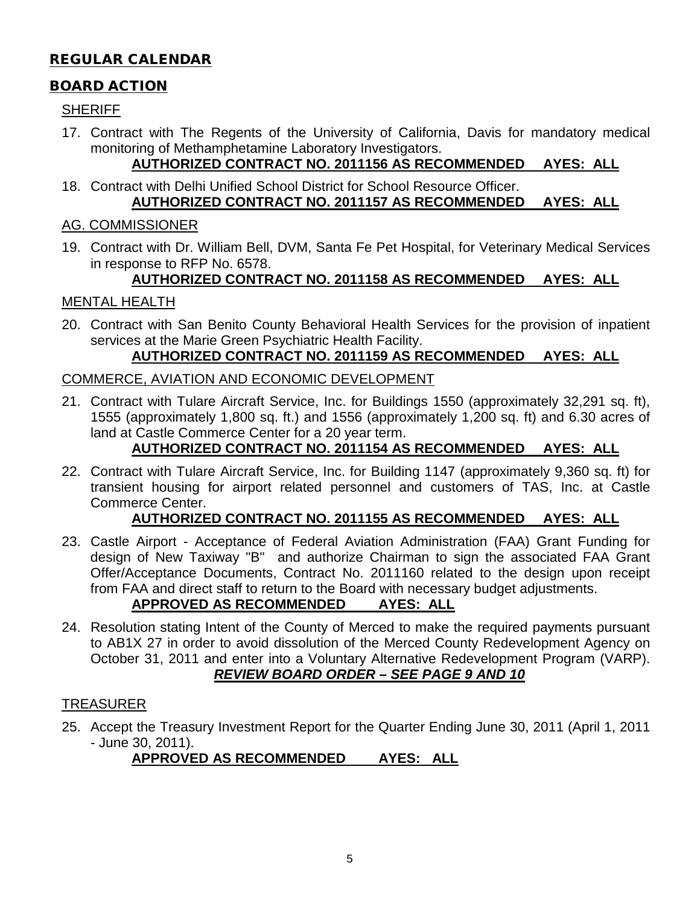## REGULAR CALENDAR

## BOARD ACTION

SHERIFF

17. Contract with The Regents of the University of California, Davis for mandatory medical monitoring of Methamphetamine Laboratory Investigators.
    **AUTHORIZED CONTRACT NO. 2011156 AS RECOMMENDED AYES: ALL**

18. Contract with Delhi Unified School District for School Resource Officer.
    **AUTHORIZED CONTRACT NO. 2011157 AS RECOMMENDED AYES: ALL**

AG. COMMISSIONER

19. Contract with Dr. William Bell, DVM, Santa Fe Pet Hospital, for Veterinary Medical Services in response to RFP No. 6578.
    **AUTHORIZED CONTRACT NO. 2011158 AS RECOMMENDED AYES: ALL**

MENTAL HEALTH

20. Contract with San Benito County Behavioral Health Services for the provision of inpatient services at the Marie Green Psychiatric Health Facility.
    **AUTHORIZED CONTRACT NO. 2011159 AS RECOMMENDED AYES: ALL**

COMMERCE, AVIATION AND ECONOMIC DEVELOPMENT

21. Contract with Tulare Aircraft Service, Inc. for Buildings 1550 (approximately 32,291 sq. ft), 1555 (approximately 1,800 sq. ft.) and 1556 (approximately 1,200 sq. ft) and 6.30 acres of land at Castle Commerce Center for a 20 year term.
    **AUTHORIZED CONTRACT NO. 2011154 AS RECOMMENDED AYES: ALL**

22. Contract with Tulare Aircraft Service, Inc. for Building 1147 (approximately 9,360 sq. ft) for transient housing for airport related personnel and customers of TAS, Inc. at Castle Commerce Center.
    **AUTHORIZED CONTRACT NO. 2011155 AS RECOMMENDED AYES: ALL**

23. Castle Airport - Acceptance of Federal Aviation Administration (FAA) Grant Funding for design of New Taxiway "B" and authorize Chairman to sign the associated FAA Grant Offer/Acceptance Documents, Contract No. 2011160 related to the design upon receipt from FAA and direct staff to return to the Board with necessary budget adjustments.
    **APPROVED AS RECOMMENDED AYES: ALL**

24. Resolution stating Intent of the County of Merced to make the required payments pursuant to AB1X 27 in order to avoid dissolution of the Merced County Redevelopment Agency on October 31, 2011 and enter into a Voluntary Alternative Redevelopment Program (VARP).
    ***REVIEW BOARD ORDER – SEE PAGE 9 AND 10***

TREASURER

25. Accept the Treasury Investment Report for the Quarter Ending June 30, 2011 (April 1, 2011 - June 30, 2011).
    **APPROVED AS RECOMMENDED AYES: ALL**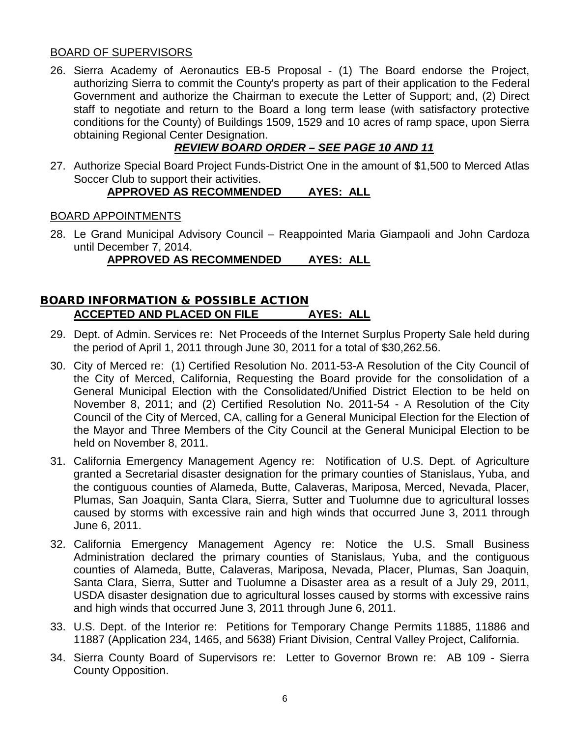BOARD OF SUPERVISORS

26. Sierra Academy of Aeronautics EB-5 Proposal - (1) The Board endorse the Project, authorizing Sierra to commit the County's property as part of their application to the Federal Government and authorize the Chairman to execute the Letter of Support; and, (2) Direct staff to negotiate and return to the Board a long term lease (with satisfactory protective conditions for the County) of Buildings 1509, 1529 and 10 acres of ramp space, upon Sierra obtaining Regional Center Designation.

    ***REVIEW BOARD ORDER – SEE PAGE 10 AND 11***

27. Authorize Special Board Project Funds-District One in the amount of $1,500 to Merced Atlas Soccer Club to support their activities.

    **APPROVED AS RECOMMENDED AYES: ALL**

BOARD APPOINTMENTS

28. Le Grand Municipal Advisory Council – Reappointed Maria Giampaoli and John Cardoza until December 7, 2014.

    **APPROVED AS RECOMMENDED AYES: ALL**

## BOARD INFORMATION & POSSIBLE ACTION

**ACCEPTED AND PLACED ON FILE AYES: ALL**

29. Dept. of Admin. Services re: Net Proceeds of the Internet Surplus Property Sale held during the period of April 1, 2011 through June 30, 2011 for a total of $30,262.56.

30. City of Merced re: (1) Certified Resolution No. 2011-53-A Resolution of the City Council of the City of Merced, California, Requesting the Board provide for the consolidation of a General Municipal Election with the Consolidated/Unified District Election to be held on November 8, 2011; and (2) Certified Resolution No. 2011-54 - A Resolution of the City Council of the City of Merced, CA, calling for a General Municipal Election for the Election of the Mayor and Three Members of the City Council at the General Municipal Election to be held on November 8, 2011.

31. California Emergency Management Agency re: Notification of U.S. Dept. of Agriculture granted a Secretarial disaster designation for the primary counties of Stanislaus, Yuba, and the contiguous counties of Alameda, Butte, Calaveras, Mariposa, Merced, Nevada, Placer, Plumas, San Joaquin, Santa Clara, Sierra, Sutter and Tuolumne due to agricultural losses caused by storms with excessive rain and high winds that occurred June 3, 2011 through June 6, 2011.

32. California Emergency Management Agency re: Notice the U.S. Small Business Administration declared the primary counties of Stanislaus, Yuba, and the contiguous counties of Alameda, Butte, Calaveras, Mariposa, Nevada, Placer, Plumas, San Joaquin, Santa Clara, Sierra, Sutter and Tuolumne a Disaster area as a result of a July 29, 2011, USDA disaster designation due to agricultural losses caused by storms with excessive rains and high winds that occurred June 3, 2011 through June 6, 2011.

33. U.S. Dept. of the Interior re: Petitions for Temporary Change Permits 11885, 11886 and 11887 (Application 234, 1465, and 5638) Friant Division, Central Valley Project, California.

34. Sierra County Board of Supervisors re: Letter to Governor Brown re: AB 109 - Sierra County Opposition.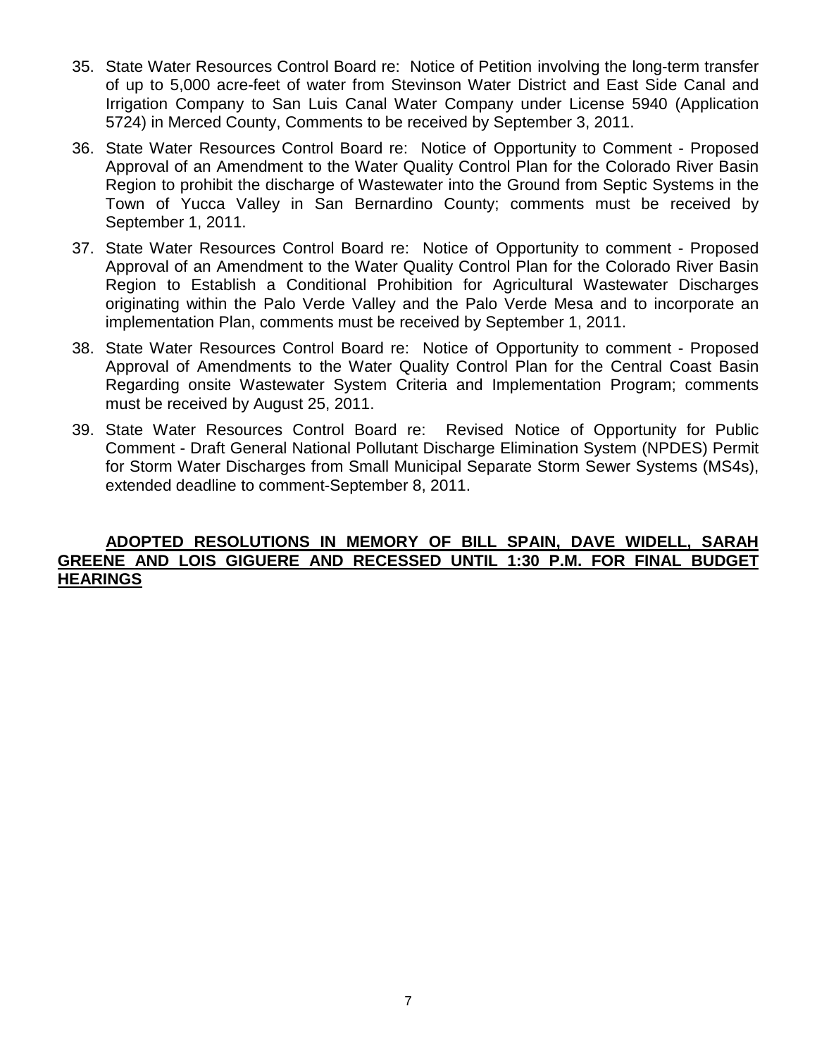35. State Water Resources Control Board re: Notice of Petition involving the long-term transfer of up to 5,000 acre-feet of water from Stevinson Water District and East Side Canal and Irrigation Company to San Luis Canal Water Company under License 5940 (Application 5724) in Merced County, Comments to be received by September 3, 2011.

36. State Water Resources Control Board re: Notice of Opportunity to Comment - Proposed Approval of an Amendment to the Water Quality Control Plan for the Colorado River Basin Region to prohibit the discharge of Wastewater into the Ground from Septic Systems in the Town of Yucca Valley in San Bernardino County; comments must be received by September 1, 2011.

37. State Water Resources Control Board re: Notice of Opportunity to comment - Proposed Approval of an Amendment to the Water Quality Control Plan for the Colorado River Basin Region to Establish a Conditional Prohibition for Agricultural Wastewater Discharges originating within the Palo Verde Valley and the Palo Verde Mesa and to incorporate an implementation Plan, comments must be received by September 1, 2011.

38. State Water Resources Control Board re: Notice of Opportunity to comment - Proposed Approval of Amendments to the Water Quality Control Plan for the Central Coast Basin Regarding onsite Wastewater System Criteria and Implementation Program; comments must be received by August 25, 2011.

39. State Water Resources Control Board re: Revised Notice of Opportunity for Public Comment - Draft General National Pollutant Discharge Elimination System (NPDES) Permit for Storm Water Discharges from Small Municipal Separate Storm Sewer Systems (MS4s), extended deadline to comment-September 8, 2011.

**ADOPTED RESOLUTIONS IN MEMORY OF BILL SPAIN, DAVE WIDELL, SARAH GREENE AND LOIS GIGUERE AND RECESSED UNTIL 1:30 P.M. FOR FINAL BUDGET HEARINGS**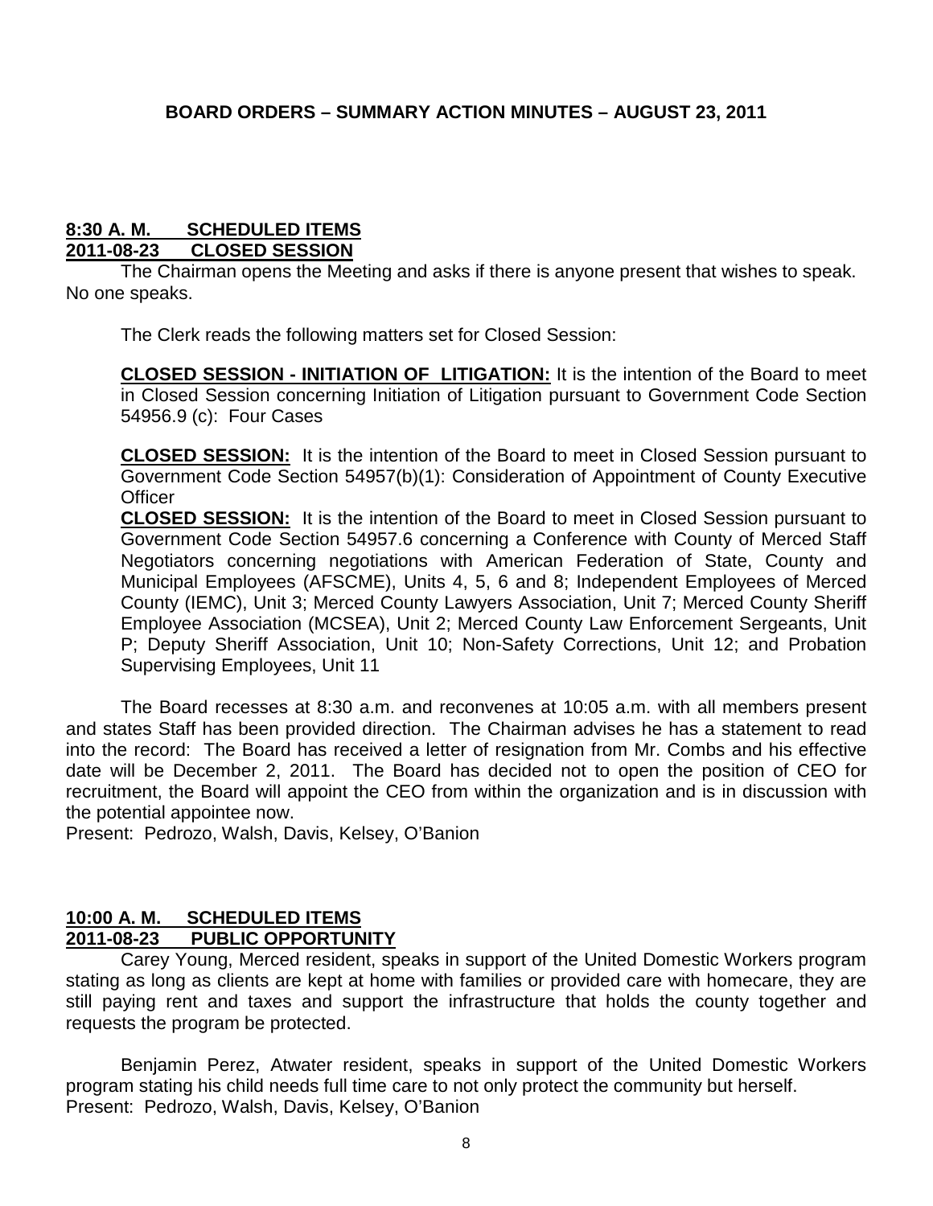## BOARD ORDERS – SUMMARY ACTION MINUTES – AUGUST 23, 2011

**8:30 A. M. SCHEDULED ITEMS**
**2011-08-23 CLOSED SESSION**

The Chairman opens the Meeting and asks if there is anyone present that wishes to speak. No one speaks.

The Clerk reads the following matters set for Closed Session:

**CLOSED SESSION - INITIATION OF LITIGATION:** It is the intention of the Board to meet in Closed Session concerning Initiation of Litigation pursuant to Government Code Section 54956.9 (c): Four Cases

**CLOSED SESSION:** It is the intention of the Board to meet in Closed Session pursuant to Government Code Section 54957(b)(1): Consideration of Appointment of County Executive Officer

**CLOSED SESSION:** It is the intention of the Board to meet in Closed Session pursuant to Government Code Section 54957.6 concerning a Conference with County of Merced Staff Negotiators concerning negotiations with American Federation of State, County and Municipal Employees (AFSCME), Units 4, 5, 6 and 8; Independent Employees of Merced County (IEMC), Unit 3; Merced County Lawyers Association, Unit 7; Merced County Sheriff Employee Association (MCSEA), Unit 2; Merced County Law Enforcement Sergeants, Unit P; Deputy Sheriff Association, Unit 10; Non-Safety Corrections, Unit 12; and Probation Supervising Employees, Unit 11

The Board recesses at 8:30 a.m. and reconvenes at 10:05 a.m. with all members present and states Staff has been provided direction. The Chairman advises he has a statement to read into the record: The Board has received a letter of resignation from Mr. Combs and his effective date will be December 2, 2011. The Board has decided not to open the position of CEO for recruitment, the Board will appoint the CEO from within the organization and is in discussion with the potential appointee now.
Present: Pedrozo, Walsh, Davis, Kelsey, O'Banion

**10:00 A. M. SCHEDULED ITEMS**
**2011-08-23 PUBLIC OPPORTUNITY**

Carey Young, Merced resident, speaks in support of the United Domestic Workers program stating as long as clients are kept at home with families or provided care with homecare, they are still paying rent and taxes and support the infrastructure that holds the county together and requests the program be protected.

Benjamin Perez, Atwater resident, speaks in support of the United Domestic Workers program stating his child needs full time care to not only protect the community but herself.
Present: Pedrozo, Walsh, Davis, Kelsey, O'Banion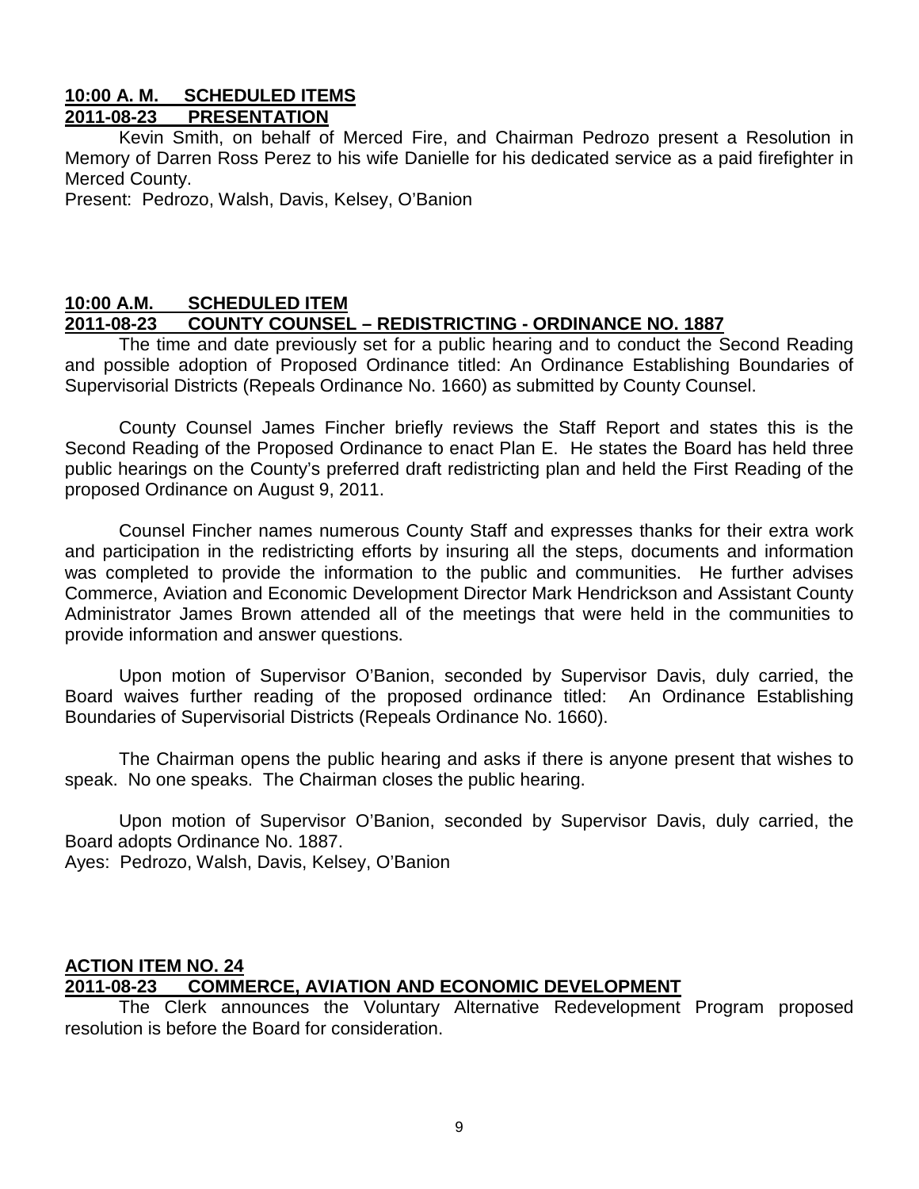**10:00 A. M. SCHEDULED ITEMS**
**2011-08-23 PRESENTATION**

Kevin Smith, on behalf of Merced Fire, and Chairman Pedrozo present a Resolution in Memory of Darren Ross Perez to his wife Danielle for his dedicated service as a paid firefighter in Merced County.

Present: Pedrozo, Walsh, Davis, Kelsey, O'Banion

**10:00 A.M. SCHEDULED ITEM**
**2011-08-23 COUNTY COUNSEL – REDISTRICTING - ORDINANCE NO. 1887**

The time and date previously set for a public hearing and to conduct the Second Reading and possible adoption of Proposed Ordinance titled: An Ordinance Establishing Boundaries of Supervisorial Districts (Repeals Ordinance No. 1660) as submitted by County Counsel.

County Counsel James Fincher briefly reviews the Staff Report and states this is the Second Reading of the Proposed Ordinance to enact Plan E. He states the Board has held three public hearings on the County's preferred draft redistricting plan and held the First Reading of the proposed Ordinance on August 9, 2011.

Counsel Fincher names numerous County Staff and expresses thanks for their extra work and participation in the redistricting efforts by insuring all the steps, documents and information was completed to provide the information to the public and communities. He further advises Commerce, Aviation and Economic Development Director Mark Hendrickson and Assistant County Administrator James Brown attended all of the meetings that were held in the communities to provide information and answer questions.

Upon motion of Supervisor O'Banion, seconded by Supervisor Davis, duly carried, the Board waives further reading of the proposed ordinance titled: An Ordinance Establishing Boundaries of Supervisorial Districts (Repeals Ordinance No. 1660).

The Chairman opens the public hearing and asks if there is anyone present that wishes to speak. No one speaks. The Chairman closes the public hearing.

Upon motion of Supervisor O'Banion, seconded by Supervisor Davis, duly carried, the Board adopts Ordinance No. 1887.

Ayes: Pedrozo, Walsh, Davis, Kelsey, O'Banion

**ACTION ITEM NO. 24**
**2011-08-23 COMMERCE, AVIATION AND ECONOMIC DEVELOPMENT**

The Clerk announces the Voluntary Alternative Redevelopment Program proposed resolution is before the Board for consideration.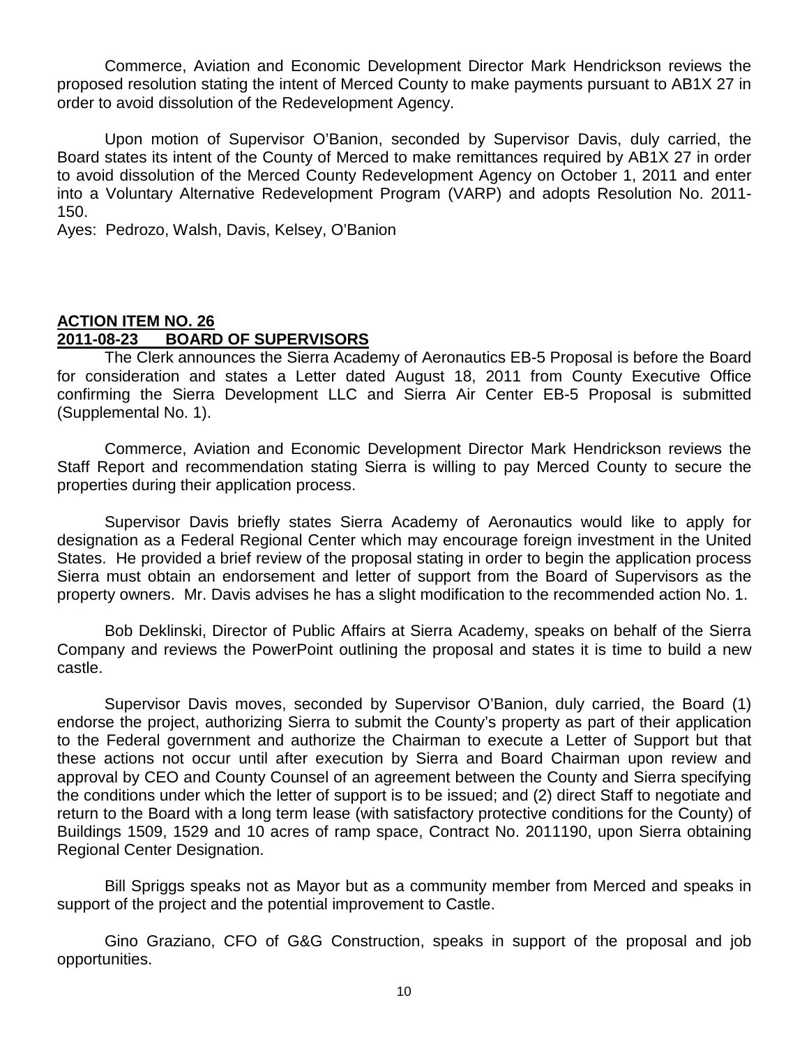Commerce, Aviation and Economic Development Director Mark Hendrickson reviews the proposed resolution stating the intent of Merced County to make payments pursuant to AB1X 27 in order to avoid dissolution of the Redevelopment Agency.

Upon motion of Supervisor O'Banion, seconded by Supervisor Davis, duly carried, the Board states its intent of the County of Merced to make remittances required by AB1X 27 in order to avoid dissolution of the Merced County Redevelopment Agency on October 1, 2011 and enter into a Voluntary Alternative Redevelopment Program (VARP) and adopts Resolution No. 2011-150.
Ayes: Pedrozo, Walsh, Davis, Kelsey, O'Banion

**ACTION ITEM NO. 26**
**2011-08-23 BOARD OF SUPERVISORS**

The Clerk announces the Sierra Academy of Aeronautics EB-5 Proposal is before the Board for consideration and states a Letter dated August 18, 2011 from County Executive Office confirming the Sierra Development LLC and Sierra Air Center EB-5 Proposal is submitted (Supplemental No. 1).

Commerce, Aviation and Economic Development Director Mark Hendrickson reviews the Staff Report and recommendation stating Sierra is willing to pay Merced County to secure the properties during their application process.

Supervisor Davis briefly states Sierra Academy of Aeronautics would like to apply for designation as a Federal Regional Center which may encourage foreign investment in the United States. He provided a brief review of the proposal stating in order to begin the application process Sierra must obtain an endorsement and letter of support from the Board of Supervisors as the property owners. Mr. Davis advises he has a slight modification to the recommended action No. 1.

Bob Deklinski, Director of Public Affairs at Sierra Academy, speaks on behalf of the Sierra Company and reviews the PowerPoint outlining the proposal and states it is time to build a new castle.

Supervisor Davis moves, seconded by Supervisor O'Banion, duly carried, the Board (1) endorse the project, authorizing Sierra to submit the County's property as part of their application to the Federal government and authorize the Chairman to execute a Letter of Support but that these actions not occur until after execution by Sierra and Board Chairman upon review and approval by CEO and County Counsel of an agreement between the County and Sierra specifying the conditions under which the letter of support is to be issued; and (2) direct Staff to negotiate and return to the Board with a long term lease (with satisfactory protective conditions for the County) of Buildings 1509, 1529 and 10 acres of ramp space, Contract No. 2011190, upon Sierra obtaining Regional Center Designation.

Bill Spriggs speaks not as Mayor but as a community member from Merced and speaks in support of the project and the potential improvement to Castle.

Gino Graziano, CFO of G&G Construction, speaks in support of the proposal and job opportunities.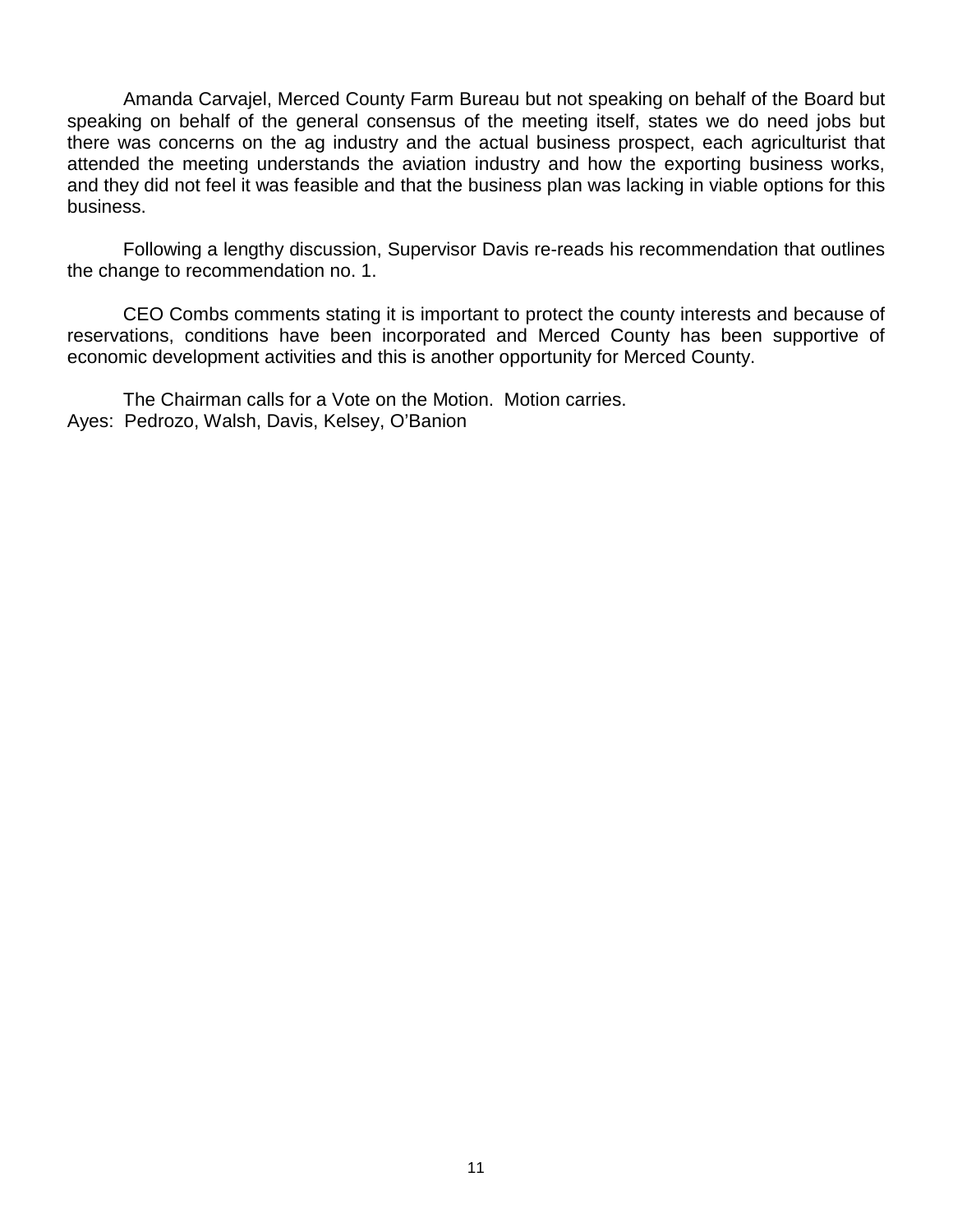Amanda Carvajel, Merced County Farm Bureau but not speaking on behalf of the Board but speaking on behalf of the general consensus of the meeting itself, states we do need jobs but there was concerns on the ag industry and the actual business prospect, each agriculturist that attended the meeting understands the aviation industry and how the exporting business works, and they did not feel it was feasible and that the business plan was lacking in viable options for this business.

Following a lengthy discussion, Supervisor Davis re-reads his recommendation that outlines the change to recommendation no. 1.

CEO Combs comments stating it is important to protect the county interests and because of reservations, conditions have been incorporated and Merced County has been supportive of economic development activities and this is another opportunity for Merced County.

The Chairman calls for a Vote on the Motion. Motion carries.
Ayes: Pedrozo, Walsh, Davis, Kelsey, O'Banion